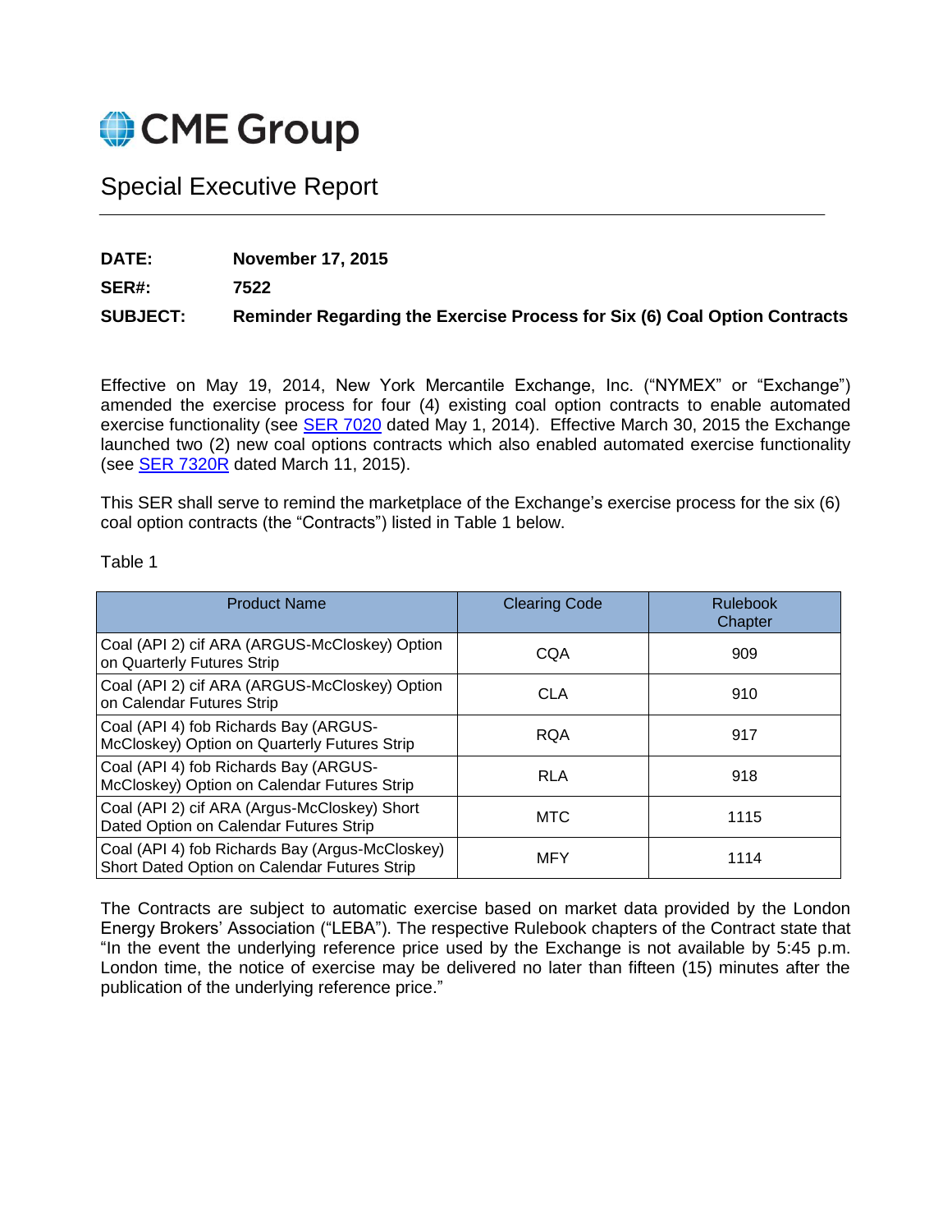# CME Group

## Special Executive Report

**DATE:** **November 17, 2015**

**SER#:** **7522**

**SUBJECT:** **Reminder Regarding the Exercise Process for Six (6) Coal Option Contracts**

Effective on May 19, 2014, New York Mercantile Exchange, Inc. ("NYMEX" or "Exchange") amended the exercise process for four (4) existing coal option contracts to enable automated exercise functionality (see SER 7020 dated May 1, 2014). Effective March 30, 2015 the Exchange launched two (2) new coal options contracts which also enabled automated exercise functionality (see SER 7320R dated March 11, 2015).

This SER shall serve to remind the marketplace of the Exchange's exercise process for the six (6) coal option contracts (the "Contracts") listed in Table 1 below.

Table 1

| Product Name | Clearing Code | Rulebook Chapter |
|---|---|---|
| Coal (API 2) cif ARA (ARGUS-McCloskey) Option on Quarterly Futures Strip | CQA | 909 |
| Coal (API 2) cif ARA (ARGUS-McCloskey) Option on Calendar Futures Strip | CLA | 910 |
| Coal (API 4) fob Richards Bay (ARGUS-McCloskey) Option on Quarterly Futures Strip | RQA | 917 |
| Coal (API 4) fob Richards Bay (ARGUS-McCloskey) Option on Calendar Futures Strip | RLA | 918 |
| Coal (API 2) cif ARA (Argus-McCloskey) Short Dated Option on Calendar Futures Strip | MTC | 1115 |
| Coal (API 4) fob Richards Bay (Argus-McCloskey) Short Dated Option on Calendar Futures Strip | MFY | 1114 |

The Contracts are subject to automatic exercise based on market data provided by the London Energy Brokers' Association ("LEBA"). The respective Rulebook chapters of the Contract state that "In the event the underlying reference price used by the Exchange is not available by 5:45 p.m. London time, the notice of exercise may be delivered no later than fifteen (15) minutes after the publication of the underlying reference price."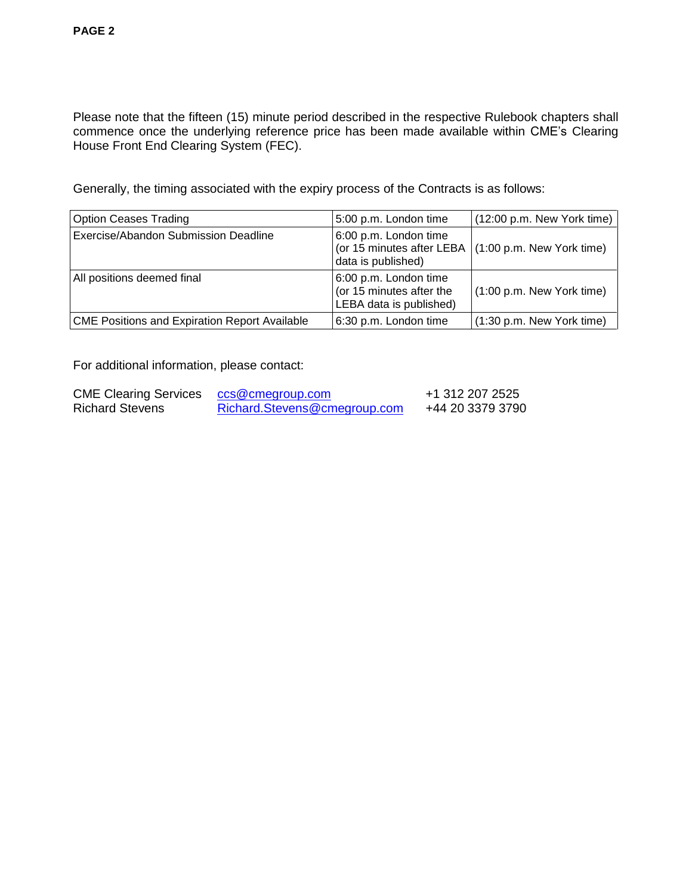Please note that the fifteen (15) minute period described in the respective Rulebook chapters shall commence once the underlying reference price has been made available within CME's Clearing House Front End Clearing System (FEC).

Generally, the timing associated with the expiry process of the Contracts is as follows:

| | | |
|---|---|---|
| Option Ceases Trading | 5:00 p.m. London time | (12:00 p.m. New York time) |
| Exercise/Abandon Submission Deadline | 6:00 p.m. London time (or 15 minutes after LEBA data is published) | (1:00 p.m. New York time) |
| All positions deemed final | 6:00 p.m. London time (or 15 minutes after the LEBA data is published) | (1:00 p.m. New York time) |
| CME Positions and Expiration Report Available | 6:30 p.m. London time | (1:30 p.m. New York time) |

For additional information, please contact:

| | | |
|---|---|---|
| CME Clearing Services | ccs@cmegroup.com | +1 312 207 2525 |
| Richard Stevens | Richard.Stevens@cmegroup.com | +44 20 3379 3790 |